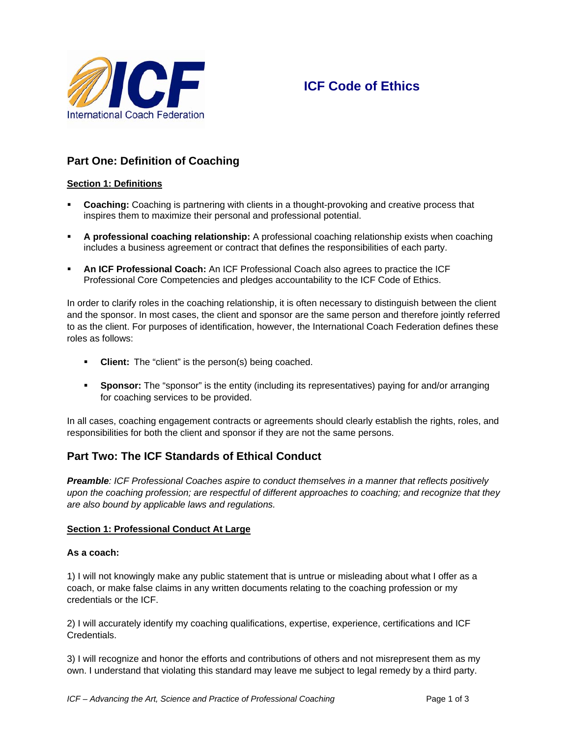# ICF Code of Ethics

## Part One: Definition of Coaching

### Section 1: Definitions

- **Coaching:** Coaching is partnering with clients in a thought-provoking and creative process that inspires them to maximize their personal and professional potential.
- **A professional coaching relationship:** A professional coaching relationship exists when coaching includes a business agreement or contract that defines the responsibilities of each party.
- **An ICF Professional Coach:** An ICF Professional Coach also agrees to practice the ICF Professional Core Competencies and pledges accountability to the ICF Code of Ethics.

In order to clarify roles in the coaching relationship, it is often necessary to distinguish between the client and the sponsor. In most cases, the client and sponsor are the same person and therefore jointly referred to as the client. For purposes of identification, however, the International Coach Federation defines these roles as follows:

- **Client:** The "client" is the person(s) being coached.
- **Sponsor:** The "sponsor" is the entity (including its representatives) paying for and/or arranging for coaching services to be provided.

In all cases, coaching engagement contracts or agreements should clearly establish the rights, roles, and responsibilities for both the client and sponsor if they are not the same persons.

## Part Two: The ICF Standards of Ethical Conduct

***Preamble**: ICF Professional Coaches aspire to conduct themselves in a manner that reflects positively upon the coaching profession; are respectful of different approaches to coaching; and recognize that they are also bound by applicable laws and regulations.*

### Section 1: Professional Conduct At Large

**As a coach:**

1) I will not knowingly make any public statement that is untrue or misleading about what I offer as a coach, or make false claims in any written documents relating to the coaching profession or my credentials or the ICF.

2) I will accurately identify my coaching qualifications, expertise, experience, certifications and ICF Credentials.

3) I will recognize and honor the efforts and contributions of others and not misrepresent them as my own. I understand that violating this standard may leave me subject to legal remedy by a third party.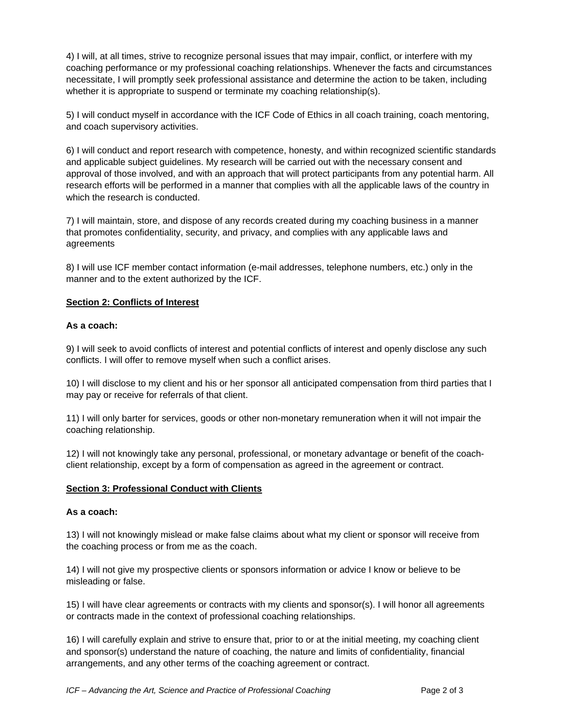4) I will, at all times, strive to recognize personal issues that may impair, conflict, or interfere with my coaching performance or my professional coaching relationships. Whenever the facts and circumstances necessitate, I will promptly seek professional assistance and determine the action to be taken, including whether it is appropriate to suspend or terminate my coaching relationship(s).

5) I will conduct myself in accordance with the ICF Code of Ethics in all coach training, coach mentoring, and coach supervisory activities.

6) I will conduct and report research with competence, honesty, and within recognized scientific standards and applicable subject guidelines. My research will be carried out with the necessary consent and approval of those involved, and with an approach that will protect participants from any potential harm. All research efforts will be performed in a manner that complies with all the applicable laws of the country in which the research is conducted.

7) I will maintain, store, and dispose of any records created during my coaching business in a manner that promotes confidentiality, security, and privacy, and complies with any applicable laws and agreements

8) I will use ICF member contact information (e-mail addresses, telephone numbers, etc.) only in the manner and to the extent authorized by the ICF.

## Section 2: Conflicts of Interest

**As a coach:**

9) I will seek to avoid conflicts of interest and potential conflicts of interest and openly disclose any such conflicts. I will offer to remove myself when such a conflict arises.

10) I will disclose to my client and his or her sponsor all anticipated compensation from third parties that I may pay or receive for referrals of that client.

11) I will only barter for services, goods or other non-monetary remuneration when it will not impair the coaching relationship.

12) I will not knowingly take any personal, professional, or monetary advantage or benefit of the coach-client relationship, except by a form of compensation as agreed in the agreement or contract.

## Section 3: Professional Conduct with Clients

**As a coach:**

13) I will not knowingly mislead or make false claims about what my client or sponsor will receive from the coaching process or from me as the coach.

14) I will not give my prospective clients or sponsors information or advice I know or believe to be misleading or false.

15) I will have clear agreements or contracts with my clients and sponsor(s). I will honor all agreements or contracts made in the context of professional coaching relationships.

16) I will carefully explain and strive to ensure that, prior to or at the initial meeting, my coaching client and sponsor(s) understand the nature of coaching, the nature and limits of confidentiality, financial arrangements, and any other terms of the coaching agreement or contract.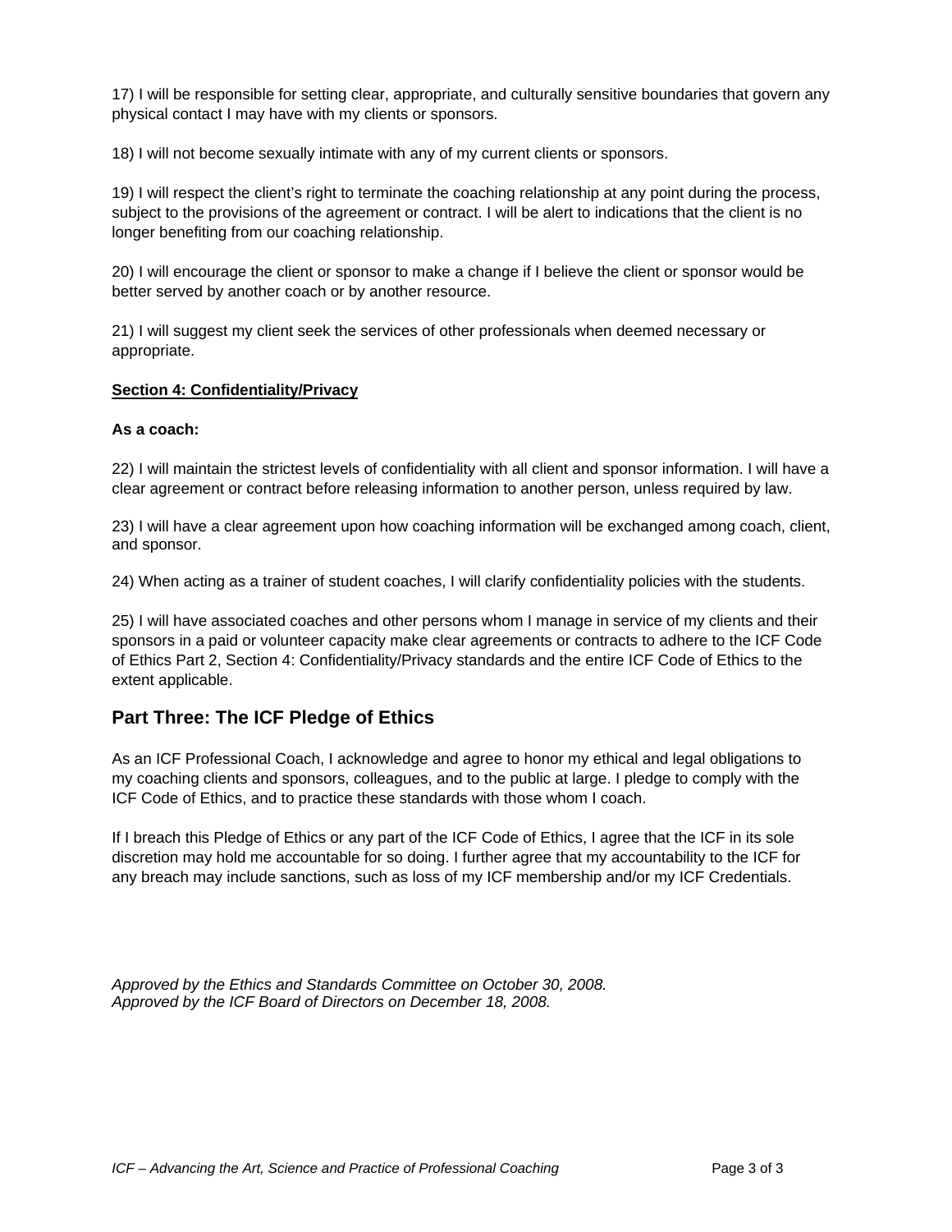17) I will be responsible for setting clear, appropriate, and culturally sensitive boundaries that govern any physical contact I may have with my clients or sponsors.

18) I will not become sexually intimate with any of my current clients or sponsors.

19) I will respect the client's right to terminate the coaching relationship at any point during the process, subject to the provisions of the agreement or contract. I will be alert to indications that the client is no longer benefiting from our coaching relationship.

20) I will encourage the client or sponsor to make a change if I believe the client or sponsor would be better served by another coach or by another resource.

21) I will suggest my client seek the services of other professionals when deemed necessary or appropriate.

**Section 4: Confidentiality/Privacy**

**As a coach:**

22) I will maintain the strictest levels of confidentiality with all client and sponsor information. I will have a clear agreement or contract before releasing information to another person, unless required by law.

23) I will have a clear agreement upon how coaching information will be exchanged among coach, client, and sponsor.

24) When acting as a trainer of student coaches, I will clarify confidentiality policies with the students.

25) I will have associated coaches and other persons whom I manage in service of my clients and their sponsors in a paid or volunteer capacity make clear agreements or contracts to adhere to the ICF Code of Ethics Part 2, Section 4: Confidentiality/Privacy standards and the entire ICF Code of Ethics to the extent applicable.

## Part Three: The ICF Pledge of Ethics

As an ICF Professional Coach, I acknowledge and agree to honor my ethical and legal obligations to my coaching clients and sponsors, colleagues, and to the public at large. I pledge to comply with the ICF Code of Ethics, and to practice these standards with those whom I coach.

If I breach this Pledge of Ethics or any part of the ICF Code of Ethics, I agree that the ICF in its sole discretion may hold me accountable for so doing. I further agree that my accountability to the ICF for any breach may include sanctions, such as loss of my ICF membership and/or my ICF Credentials.

*Approved by the Ethics and Standards Committee on October 30, 2008.*
*Approved by the ICF Board of Directors on December 18, 2008.*